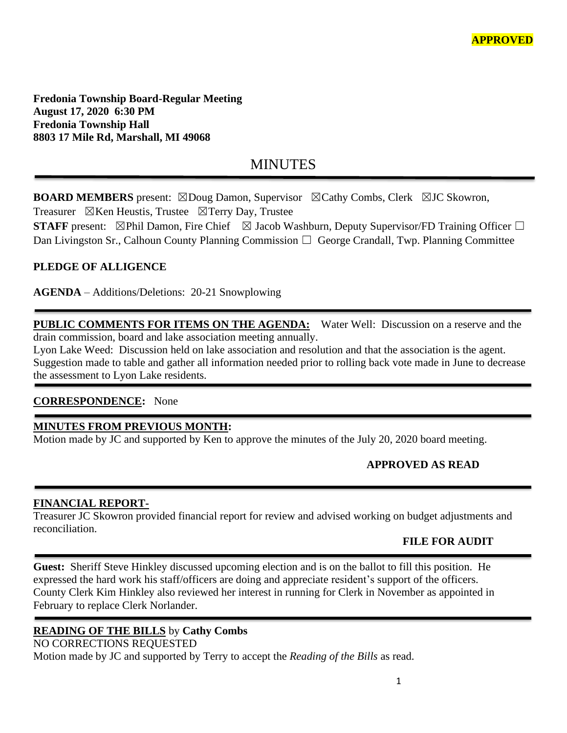**APPROVED**

**Fredonia Township Board-Regular Meeting**
**August 17, 2020 6:30 PM**
**Fredonia Township Hall**
**8803 17 Mile Rd, Marshall, MI 49068**

# MINUTES

**BOARD MEMBERS** present: ☒Doug Damon, Supervisor ☒Cathy Combs, Clerk ☒JC Skowron, Treasurer ☒Ken Heustis, Trustee ☒Terry Day, Trustee
**STAFF** present: ☒Phil Damon, Fire Chief ☒ Jacob Washburn, Deputy Supervisor/FD Training Officer ☐ Dan Livingston Sr., Calhoun County Planning Commission ☐ George Crandall, Twp. Planning Committee

**PLEDGE OF ALLIGENCE**

**AGENDA** – Additions/Deletions: 20-21 Snowplowing

**PUBLIC COMMENTS FOR ITEMS ON THE AGENDA:** Water Well: Discussion on a reserve and the drain commission, board and lake association meeting annually.
Lyon Lake Weed: Discussion held on lake association and resolution and that the association is the agent. Suggestion made to table and gather all information needed prior to rolling back vote made in June to decrease the assessment to Lyon Lake residents.

**CORRESPONDENCE:** None

**MINUTES FROM PREVIOUS MONTH:**
Motion made by JC and supported by Ken to approve the minutes of the July 20, 2020 board meeting.

**APPROVED AS READ**

**FINANCIAL REPORT-**
Treasurer JC Skowron provided financial report for review and advised working on budget adjustments and reconciliation.

**FILE FOR AUDIT**

**Guest:** Sheriff Steve Hinkley discussed upcoming election and is on the ballot to fill this position. He expressed the hard work his staff/officers are doing and appreciate resident's support of the officers. County Clerk Kim Hinkley also reviewed her interest in running for Clerk in November as appointed in February to replace Clerk Norlander.

**READING OF THE BILLS** by **Cathy Combs**
NO CORRECTIONS REQUESTED
Motion made by JC and supported by Terry to accept the *Reading of the Bills* as read.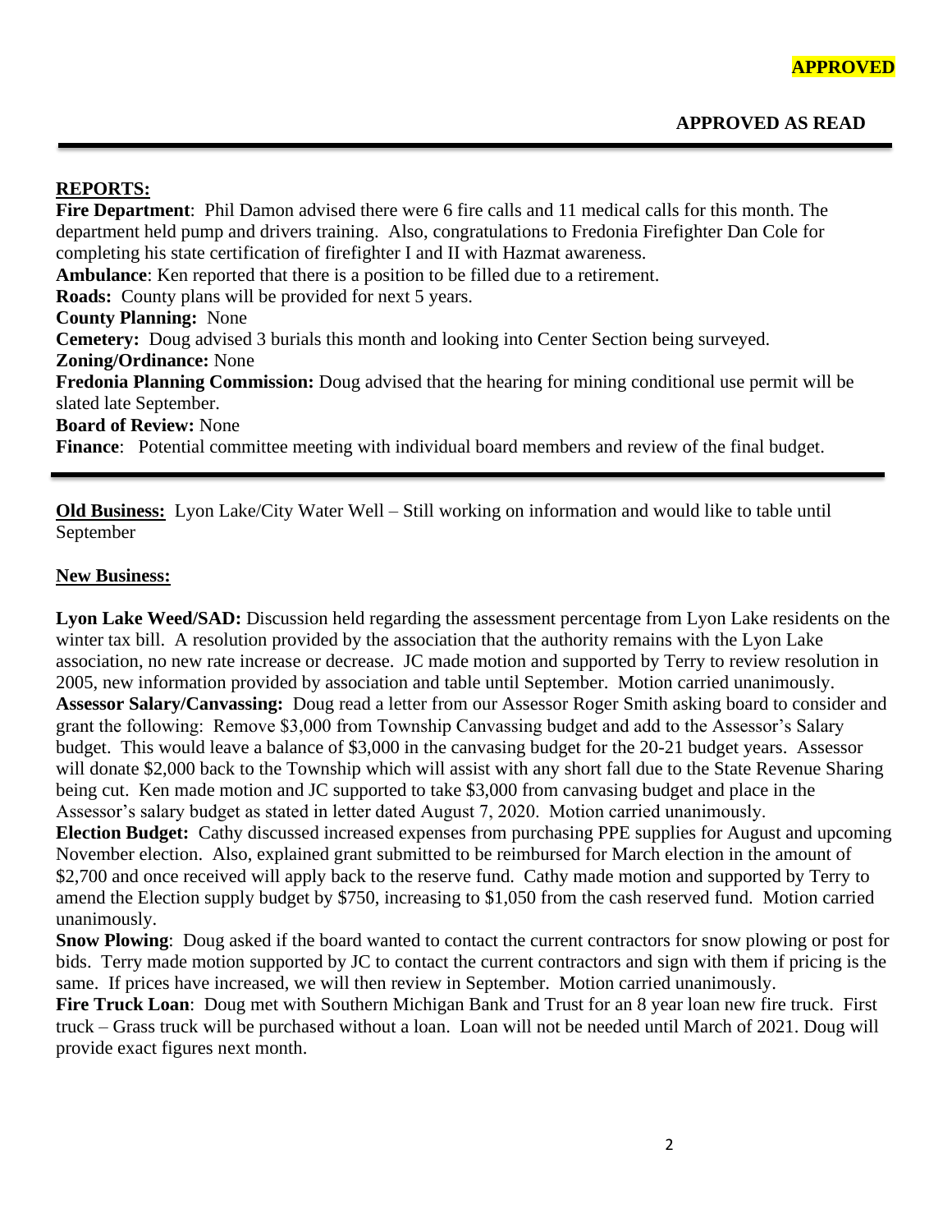APPROVED

**APPROVED AS READ**

---

**REPORTS:**

**Fire Department**: Phil Damon advised there were 6 fire calls and 11 medical calls for this month. The department held pump and drivers training. Also, congratulations to Fredonia Firefighter Dan Cole for completing his state certification of firefighter I and II with Hazmat awareness.
**Ambulance**: Ken reported that there is a position to be filled due to a retirement.
**Roads:** County plans will be provided for next 5 years.
**County Planning:** None
**Cemetery:** Doug advised 3 burials this month and looking into Center Section being surveyed.
**Zoning/Ordinance:** None
**Fredonia Planning Commission:** Doug advised that the hearing for mining conditional use permit will be slated late September.
**Board of Review:** None
**Finance**: Potential committee meeting with individual board members and review of the final budget.

---

**Old Business:** Lyon Lake/City Water Well – Still working on information and would like to table until September

**New Business:**

**Lyon Lake Weed/SAD:** Discussion held regarding the assessment percentage from Lyon Lake residents on the winter tax bill. A resolution provided by the association that the authority remains with the Lyon Lake association, no new rate increase or decrease. JC made motion and supported by Terry to review resolution in 2005, new information provided by association and table until September. Motion carried unanimously.
**Assessor Salary/Canvassing:** Doug read a letter from our Assessor Roger Smith asking board to consider and grant the following: Remove $3,000 from Township Canvassing budget and add to the Assessor's Salary budget. This would leave a balance of $3,000 in the canvasing budget for the 20-21 budget years. Assessor will donate $2,000 back to the Township which will assist with any short fall due to the State Revenue Sharing being cut. Ken made motion and JC supported to take $3,000 from canvasing budget and place in the Assessor's salary budget as stated in letter dated August 7, 2020. Motion carried unanimously.
**Election Budget:** Cathy discussed increased expenses from purchasing PPE supplies for August and upcoming November election. Also, explained grant submitted to be reimbursed for March election in the amount of $2,700 and once received will apply back to the reserve fund. Cathy made motion and supported by Terry to amend the Election supply budget by $750, increasing to $1,050 from the cash reserved fund. Motion carried unanimously.
**Snow Plowing**: Doug asked if the board wanted to contact the current contractors for snow plowing or post for bids. Terry made motion supported by JC to contact the current contractors and sign with them if pricing is the same. If prices have increased, we will then review in September. Motion carried unanimously.
**Fire Truck Loan**: Doug met with Southern Michigan Bank and Trust for an 8 year loan new fire truck. First truck – Grass truck will be purchased without a loan. Loan will not be needed until March of 2021. Doug will provide exact figures next month.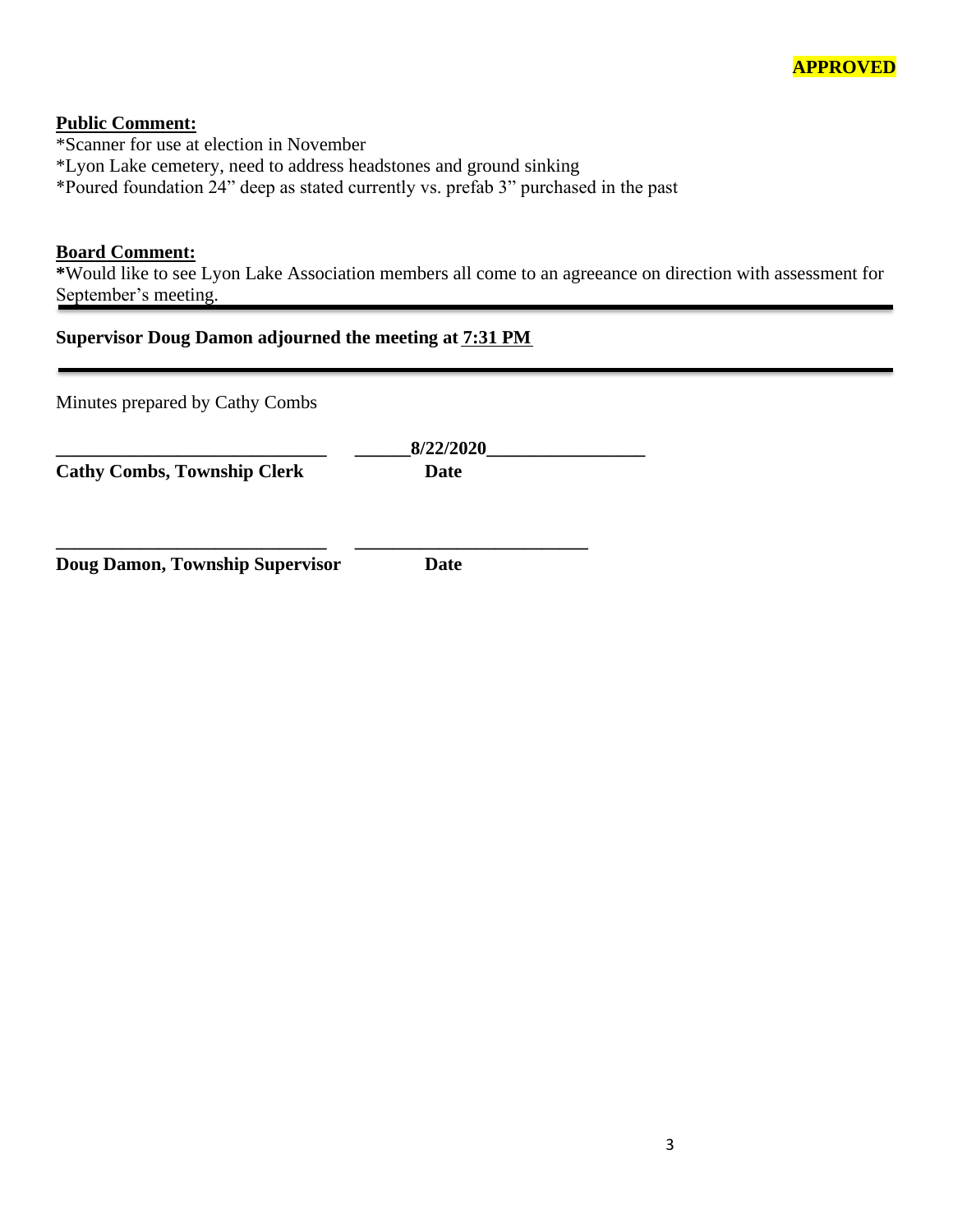**APPROVED**

**Public Comment:**

*Scanner for use at election in November
*Lyon Lake cemetery, need to address headstones and ground sinking
*Poured foundation 24" deep as stated currently vs. prefab 3" purchased in the past

**Board Comment:**

*Would like to see Lyon Lake Association members all come to an agreeance on direction with assessment for September's meeting.

---

**Supervisor Doug Damon adjourned the meeting at 7:31 PM**

---

Minutes prepared by Cathy Combs

**_____________________________ ______8/22/2020_________________**

**Cathy Combs, Township Clerk Date**

**_____________________________ _________________________**

**Doug Damon, Township Supervisor Date**